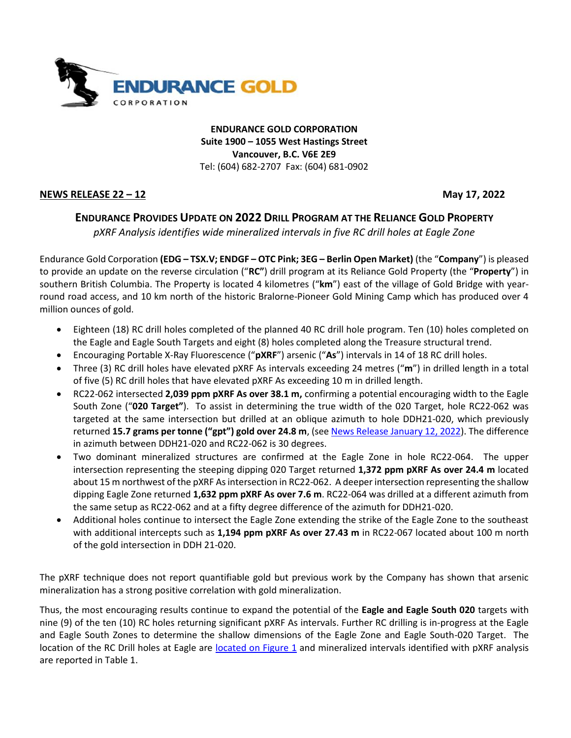**ENDURANCE GOLD CORPORATION**
**Suite 1900 – 1055 West Hastings Street**
**Vancouver, B.C. V6E 2E9**
Tel: (604) 682-2707 Fax: (604) 681-0902

**NEWS RELEASE 22 – 12** **May 17, 2022**

# ENDURANCE PROVIDES UPDATE ON 2022 DRILL PROGRAM AT THE RELIANCE GOLD PROPERTY

*pXRF Analysis identifies wide mineralized intervals in five RC drill holes at Eagle Zone*

Endurance Gold Corporation **(EDG – TSX.V; ENDGF – OTC Pink; 3EG – Berlin Open Market)** (the "**Company**") is pleased to provide an update on the reverse circulation ("**RC**") drill program at its Reliance Gold Property (the "**Property**") in southern British Columbia. The Property is located 4 kilometres ("**km**") east of the village of Gold Bridge with year-round road access, and 10 km north of the historic Bralorne-Pioneer Gold Mining Camp which has produced over 4 million ounces of gold.

- Eighteen (18) RC drill holes completed of the planned 40 RC drill hole program. Ten (10) holes completed on the Eagle and Eagle South Targets and eight (8) holes completed along the Treasure structural trend.
- Encouraging Portable X-Ray Fluorescence ("**pXRF**") arsenic ("**As**") intervals in 14 of 18 RC drill holes.
- Three (3) RC drill holes have elevated pXRF As intervals exceeding 24 metres ("**m**") in drilled length in a total of five (5) RC drill holes that have elevated pXRF As exceeding 10 m in drilled length.
- RC22-062 intersected **2,039 ppm pXRF As over 38.1 m,** confirming a potential encouraging width to the Eagle South Zone ("**020 Target"**). To assist in determining the true width of the 020 Target, hole RC22-062 was targeted at the same intersection but drilled at an oblique azimuth to hole DDH21-020, which previously returned **15.7 grams per tonne ("gpt") gold over 24.8 m**, (see News Release January 12, 2022). The difference in azimuth between DDH21-020 and RC22-062 is 30 degrees.
- Two dominant mineralized structures are confirmed at the Eagle Zone in hole RC22-064. The upper intersection representing the steeping dipping 020 Target returned **1,372 ppm pXRF As over 24.4 m** located about 15 m northwest of the pXRF As intersection in RC22-062. A deeper intersection representing the shallow dipping Eagle Zone returned **1,632 ppm pXRF As over 7.6 m**. RC22-064 was drilled at a different azimuth from the same setup as RC22-062 and at a fifty degree difference of the azimuth for DDH21-020.
- Additional holes continue to intersect the Eagle Zone extending the strike of the Eagle Zone to the southeast with additional intercepts such as **1,194 ppm pXRF As over 27.43 m** in RC22-067 located about 100 m north of the gold intersection in DDH 21-020.

The pXRF technique does not report quantifiable gold but previous work by the Company has shown that arsenic mineralization has a strong positive correlation with gold mineralization.

Thus, the most encouraging results continue to expand the potential of the **Eagle and Eagle South 020** targets with nine (9) of the ten (10) RC holes returning significant pXRF As intervals. Further RC drilling is in-progress at the Eagle and Eagle South Zones to determine the shallow dimensions of the Eagle Zone and Eagle South-020 Target. The location of the RC Drill holes at Eagle are located on Figure 1 and mineralized intervals identified with pXRF analysis are reported in Table 1.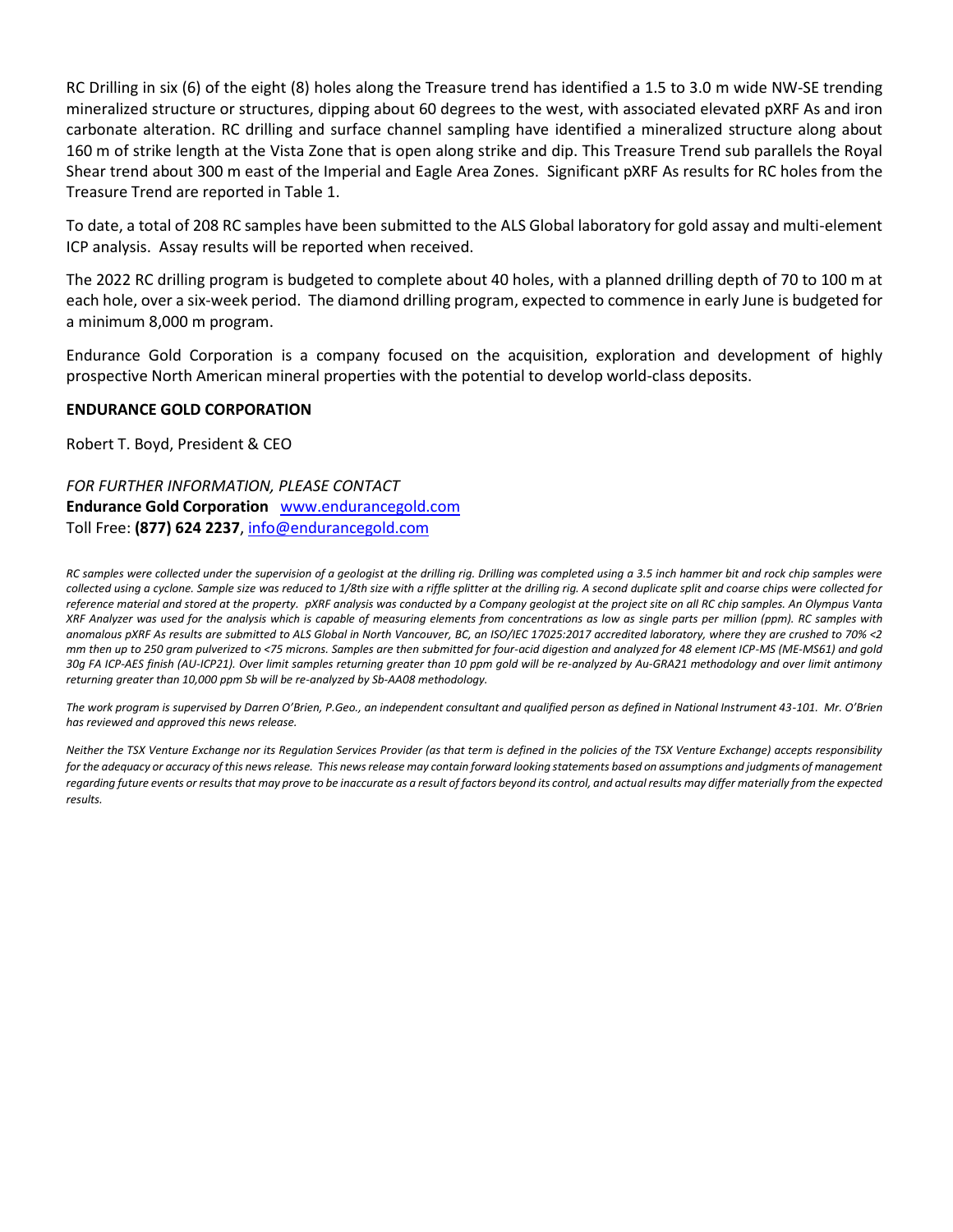RC Drilling in six (6) of the eight (8) holes along the Treasure trend has identified a 1.5 to 3.0 m wide NW-SE trending mineralized structure or structures, dipping about 60 degrees to the west, with associated elevated pXRF As and iron carbonate alteration. RC drilling and surface channel sampling have identified a mineralized structure along about 160 m of strike length at the Vista Zone that is open along strike and dip. This Treasure Trend sub parallels the Royal Shear trend about 300 m east of the Imperial and Eagle Area Zones. Significant pXRF As results for RC holes from the Treasure Trend are reported in Table 1.

To date, a total of 208 RC samples have been submitted to the ALS Global laboratory for gold assay and multi-element ICP analysis. Assay results will be reported when received.

The 2022 RC drilling program is budgeted to complete about 40 holes, with a planned drilling depth of 70 to 100 m at each hole, over a six-week period. The diamond drilling program, expected to commence in early June is budgeted for a minimum 8,000 m program.

Endurance Gold Corporation is a company focused on the acquisition, exploration and development of highly prospective North American mineral properties with the potential to develop world-class deposits.

**ENDURANCE GOLD CORPORATION**

Robert T. Boyd, President & CEO

*FOR FURTHER INFORMATION, PLEASE CONTACT*
**Endurance Gold Corporation** [www.endurancegold.com](http://www.endurancegold.com)
Toll Free: **(877) 624 2237**, [info@endurancegold.com](mailto:info@endurancegold.com)

*RC samples were collected under the supervision of a geologist at the drilling rig. Drilling was completed using a 3.5 inch hammer bit and rock chip samples were collected using a cyclone. Sample size was reduced to 1/8th size with a riffle splitter at the drilling rig. A second duplicate split and coarse chips were collected for reference material and stored at the property. pXRF analysis was conducted by a Company geologist at the project site on all RC chip samples. An Olympus Vanta XRF Analyzer was used for the analysis which is capable of measuring elements from concentrations as low as single parts per million (ppm). RC samples with anomalous pXRF As results are submitted to ALS Global in North Vancouver, BC, an ISO/IEC 17025:2017 accredited laboratory, where they are crushed to 70% <2 mm then up to 250 gram pulverized to <75 microns. Samples are then submitted for four-acid digestion and analyzed for 48 element ICP-MS (ME-MS61) and gold 30g FA ICP-AES finish (AU-ICP21). Over limit samples returning greater than 10 ppm gold will be re-analyzed by Au-GRA21 methodology and over limit antimony returning greater than 10,000 ppm Sb will be re-analyzed by Sb-AA08 methodology.*

*The work program is supervised by Darren O'Brien, P.Geo., an independent consultant and qualified person as defined in National Instrument 43-101. Mr. O'Brien has reviewed and approved this news release.*

*Neither the TSX Venture Exchange nor its Regulation Services Provider (as that term is defined in the policies of the TSX Venture Exchange) accepts responsibility for the adequacy or accuracy of this news release. This news release may contain forward looking statements based on assumptions and judgments of management regarding future events or results that may prove to be inaccurate as a result of factors beyond its control, and actual results may differ materially from the expected results.*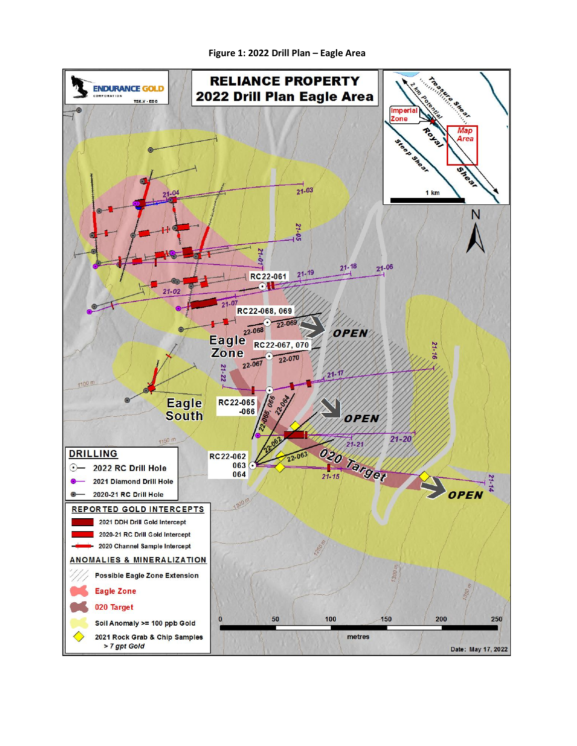**Figure 1: 2022 Drill Plan – Eagle Area**

RELIANCE PROPERTY
2022 Drill Plan Eagle Area

ENDURANCE GOLD CORPORATION TSX.V - EDG

Treasure Shear · 2 km Potential · Imperial Zone · Royal Shear · Steep Shear · Map Area · 1 km

RC22-061 · RC22-068, 069 · RC22-067, 070 · RC22-065 -066 · RC22-062 063 064

21-01 · 21-02 · 21-03 · 21-04 · 21-05 · 21-06 · 21-07 · 21-14 · 21-15 · 21-16 · 21-17 · 21-18 · 21-19 · 21-20 · 21-21 · 21-22

22-062 · 22-063 · 22-064 · 22-065, 066 · 22-067 · 22-068 · 22-069 · 22-070

Eagle Zone · Eagle South · 020 Target · OPEN · OPEN · OPEN

1100 m · 1150 m · 1200 m · 1250 m · 1300 m · 1350 m

**DRILLING**
- 2022 RC Drill Hole
- 2021 Diamond Drill Hole
- 2020-21 RC Drill Hole

**REPORTED GOLD INTERCEPTS**
- 2021 DDH Drill Gold Intercept
- 2020-21 RC Drill Gold Intercept
- 2020 Channel Sample Intercept

**ANOMALIES & MINERALIZATION**
- Possible Eagle Zone Extension
- Eagle Zone
- 020 Target
- Soil Anomaly >= 100 ppb Gold
- 2021 Rock Grab & Chip Samples > 7 gpt Gold

0 · 50 · 100 · 150 · 200 · 250 metres

Date: May 17, 2022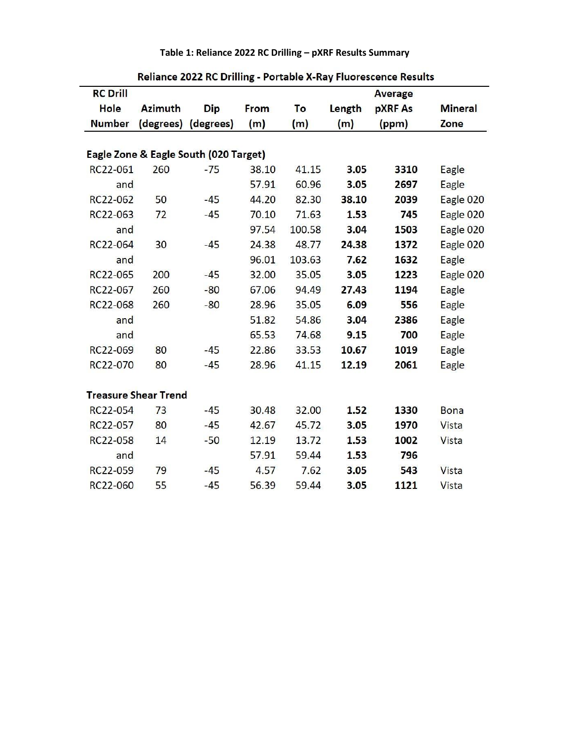**Table 1: Reliance 2022 RC Drilling – pXRF Results Summary**

| Reliance 2022 RC Drilling - Portable X-Ray Fluorescence Results | | | | | | | |
|---|---|---|---|---|---|---|---|
| **RC Drill Hole Number** | **Azimuth (degrees)** | **Dip (degrees)** | **From (m)** | **To (m)** | **Length (m)** | **Average pXRF As (ppm)** | **Mineral Zone** |
| **Eagle Zone & Eagle South (020 Target)** | | | | | | | |
| RC22-061 | 260 | -75 | 38.10 | 41.15 | **3.05** | **3310** | Eagle |
| and | | | 57.91 | 60.96 | **3.05** | **2697** | Eagle |
| RC22-062 | 50 | -45 | 44.20 | 82.30 | **38.10** | **2039** | Eagle 020 |
| RC22-063 | 72 | -45 | 70.10 | 71.63 | **1.53** | **745** | Eagle 020 |
| and | | | 97.54 | 100.58 | **3.04** | **1503** | Eagle 020 |
| RC22-064 | 30 | -45 | 24.38 | 48.77 | **24.38** | **1372** | Eagle 020 |
| and | | | 96.01 | 103.63 | **7.62** | **1632** | Eagle |
| RC22-065 | 200 | -45 | 32.00 | 35.05 | **3.05** | **1223** | Eagle 020 |
| RC22-067 | 260 | -80 | 67.06 | 94.49 | **27.43** | **1194** | Eagle |
| RC22-068 | 260 | -80 | 28.96 | 35.05 | **6.09** | **556** | Eagle |
| and | | | 51.82 | 54.86 | **3.04** | **2386** | Eagle |
| and | | | 65.53 | 74.68 | **9.15** | **700** | Eagle |
| RC22-069 | 80 | -45 | 22.86 | 33.53 | **10.67** | **1019** | Eagle |
| RC22-070 | 80 | -45 | 28.96 | 41.15 | **12.19** | **2061** | Eagle |
| **Treasure Shear Trend** | | | | | | | |
| RC22-054 | 73 | -45 | 30.48 | 32.00 | **1.52** | **1330** | Bona |
| RC22-057 | 80 | -45 | 42.67 | 45.72 | **3.05** | **1970** | Vista |
| RC22-058 | 14 | -50 | 12.19 | 13.72 | **1.53** | **1002** | Vista |
| and | | | 57.91 | 59.44 | **1.53** | **796** | |
| RC22-059 | 79 | -45 | 4.57 | 7.62 | **3.05** | **543** | Vista |
| RC22-060 | 55 | -45 | 56.39 | 59.44 | **3.05** | **1121** | Vista |